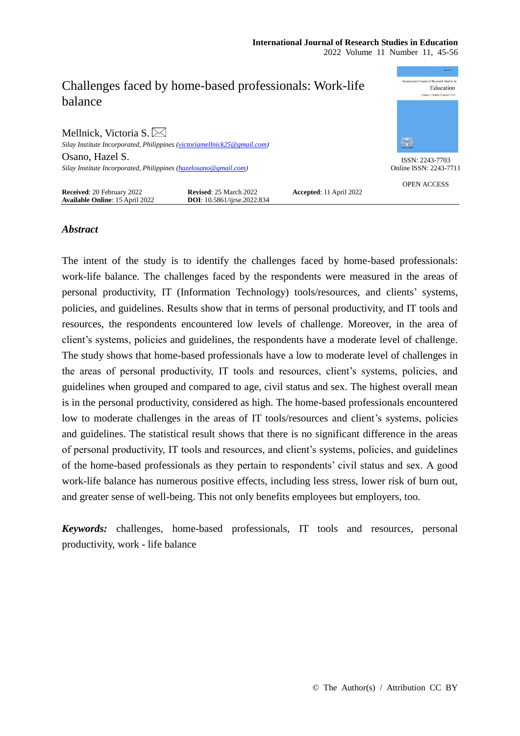# Challenges faced by home-based professionals: Work-life balance

Mellnick, Victoria S.
*Silay Institute Incorporated, Philippines (victoriamellnick25@gmail.com)*

Osano, Hazel S.
*Silay Institute Incorporated, Philippines (hazelosano@gmail.com)*

ISSN: 2243-7703
Online ISSN: 2243-7711

OPEN ACCESS

**Received**: 20 February 2022 **Revised**: 25 March 2022 **Accepted**: 11 April 2022
**Available Online**: 15 April 2022 **DOI**: 10.5861/ijrse.2022.834

## *Abstract*

The intent of the study is to identify the challenges faced by home-based professionals: work-life balance. The challenges faced by the respondents were measured in the areas of personal productivity, IT (Information Technology) tools/resources, and clients' systems, policies, and guidelines. Results show that in terms of personal productivity, and IT tools and resources, the respondents encountered low levels of challenge. Moreover, in the area of client's systems, policies and guidelines, the respondents have a moderate level of challenge. The study shows that home-based professionals have a low to moderate level of challenges in the areas of personal productivity, IT tools and resources, client's systems, policies, and guidelines when grouped and compared to age, civil status and sex. The highest overall mean is in the personal productivity, considered as high. The home-based professionals encountered low to moderate challenges in the areas of IT tools/resources and client's systems, policies and guidelines. The statistical result shows that there is no significant difference in the areas of personal productivity, IT tools and resources, and client's systems, policies, and guidelines of the home-based professionals as they pertain to respondents' civil status and sex. A good work-life balance has numerous positive effects, including less stress, lower risk of burn out, and greater sense of well-being. This not only benefits employees but employers, too.

***Keywords:*** challenges, home-based professionals, IT tools and resources, personal productivity, work - life balance

© The Author(s) / Attribution CC BY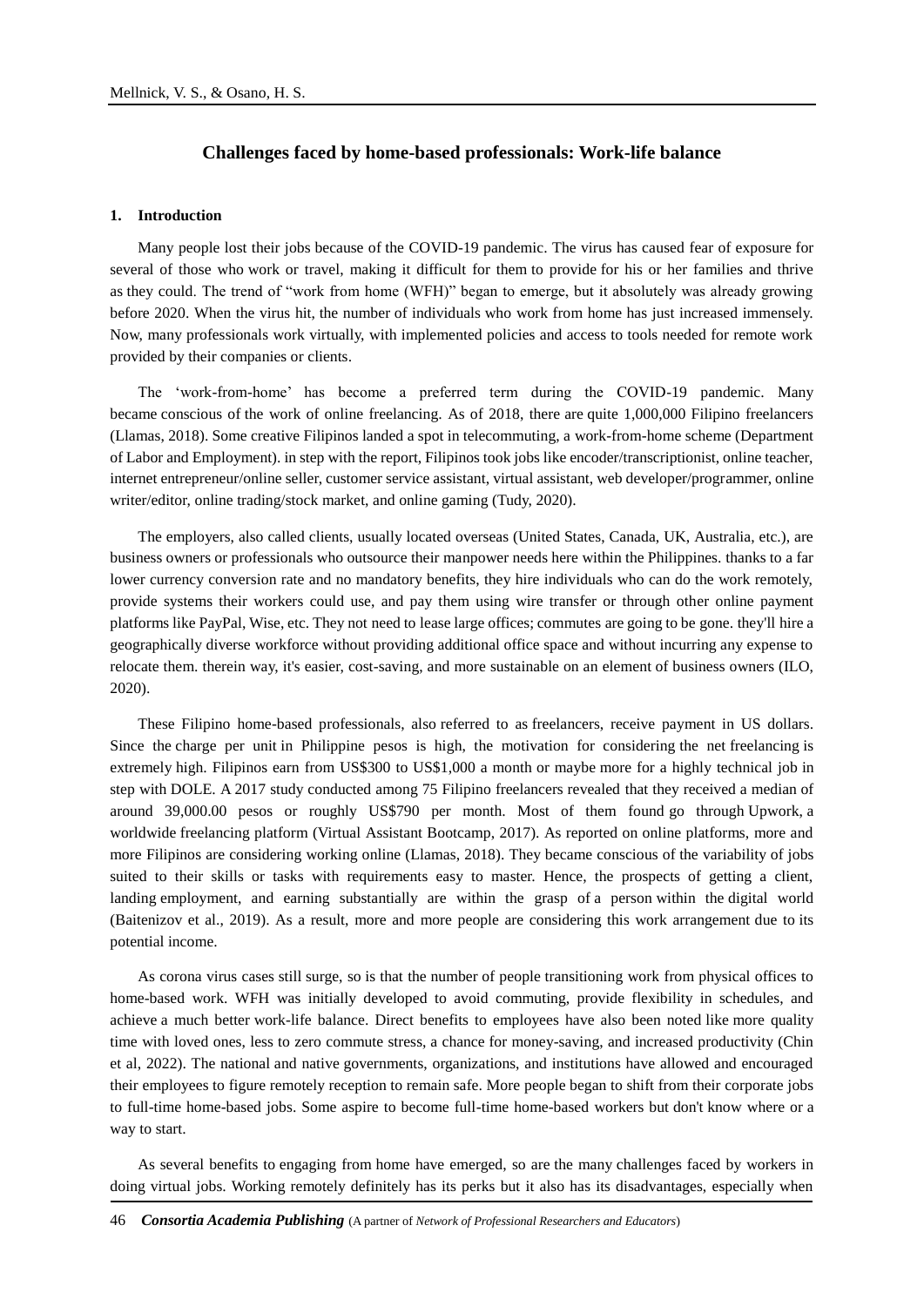# Challenges faced by home-based professionals: Work-life balance

## 1. Introduction

Many people lost their jobs because of the COVID-19 pandemic. The virus has caused fear of exposure for several of those who work or travel, making it difficult for them to provide for his or her families and thrive as they could. The trend of "work from home (WFH)" began to emerge, but it absolutely was already growing before 2020. When the virus hit, the number of individuals who work from home has just increased immensely. Now, many professionals work virtually, with implemented policies and access to tools needed for remote work provided by their companies or clients.

The 'work-from-home' has become a preferred term during the COVID-19 pandemic. Many became conscious of the work of online freelancing. As of 2018, there are quite 1,000,000 Filipino freelancers (Llamas, 2018). Some creative Filipinos landed a spot in telecommuting, a work-from-home scheme (Department of Labor and Employment). in step with the report, Filipinos took jobs like encoder/transcriptionist, online teacher, internet entrepreneur/online seller, customer service assistant, virtual assistant, web developer/programmer, online writer/editor, online trading/stock market, and online gaming (Tudy, 2020).

The employers, also called clients, usually located overseas (United States, Canada, UK, Australia, etc.), are business owners or professionals who outsource their manpower needs here within the Philippines. thanks to a far lower currency conversion rate and no mandatory benefits, they hire individuals who can do the work remotely, provide systems their workers could use, and pay them using wire transfer or through other online payment platforms like PayPal, Wise, etc. They not need to lease large offices; commutes are going to be gone. they'll hire a geographically diverse workforce without providing additional office space and without incurring any expense to relocate them. therein way, it's easier, cost-saving, and more sustainable on an element of business owners (ILO, 2020).

These Filipino home-based professionals, also referred to as freelancers, receive payment in US dollars. Since the charge per unit in Philippine pesos is high, the motivation for considering the net freelancing is extremely high. Filipinos earn from US$300 to US$1,000 a month or maybe more for a highly technical job in step with DOLE. A 2017 study conducted among 75 Filipino freelancers revealed that they received a median of around 39,000.00 pesos or roughly US$790 per month. Most of them found go through Upwork, a worldwide freelancing platform (Virtual Assistant Bootcamp, 2017). As reported on online platforms, more and more Filipinos are considering working online (Llamas, 2018). They became conscious of the variability of jobs suited to their skills or tasks with requirements easy to master. Hence, the prospects of getting a client, landing employment, and earning substantially are within the grasp of a person within the digital world (Baitenizov et al., 2019). As a result, more and more people are considering this work arrangement due to its potential income.

As corona virus cases still surge, so is that the number of people transitioning work from physical offices to home-based work. WFH was initially developed to avoid commuting, provide flexibility in schedules, and achieve a much better work-life balance. Direct benefits to employees have also been noted like more quality time with loved ones, less to zero commute stress, a chance for money-saving, and increased productivity (Chin et al, 2022). The national and native governments, organizations, and institutions have allowed and encouraged their employees to figure remotely reception to remain safe. More people began to shift from their corporate jobs to full-time home-based jobs. Some aspire to become full-time home-based workers but don't know where or a way to start.

As several benefits to engaging from home have emerged, so are the many challenges faced by workers in doing virtual jobs. Working remotely definitely has its perks but it also has its disadvantages, especially when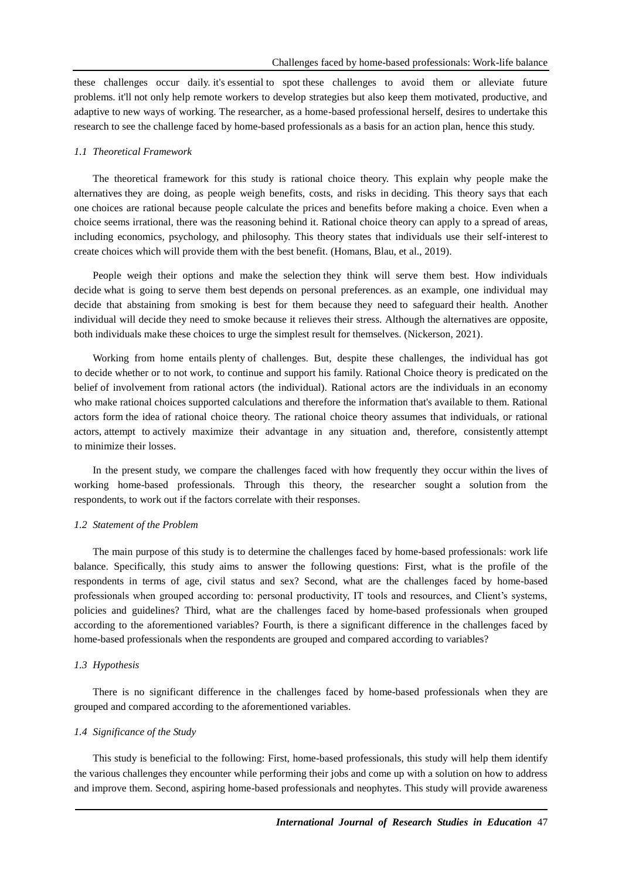these challenges occur daily. it's essential to spot these challenges to avoid them or alleviate future problems. it'll not only help remote workers to develop strategies but also keep them motivated, productive, and adaptive to new ways of working. The researcher, as a home-based professional herself, desires to undertake this research to see the challenge faced by home-based professionals as a basis for an action plan, hence this study.

### *1.1 Theoretical Framework*

The theoretical framework for this study is rational choice theory. This explain why people make the alternatives they are doing, as people weigh benefits, costs, and risks in deciding. This theory says that each one choices are rational because people calculate the prices and benefits before making a choice. Even when a choice seems irrational, there was the reasoning behind it. Rational choice theory can apply to a spread of areas, including economics, psychology, and philosophy. This theory states that individuals use their self-interest to create choices which will provide them with the best benefit. (Homans, Blau, et al., 2019).

People weigh their options and make the selection they think will serve them best. How individuals decide what is going to serve them best depends on personal preferences. as an example, one individual may decide that abstaining from smoking is best for them because they need to safeguard their health. Another individual will decide they need to smoke because it relieves their stress. Although the alternatives are opposite, both individuals make these choices to urge the simplest result for themselves. (Nickerson, 2021).

Working from home entails plenty of challenges. But, despite these challenges, the individual has got to decide whether or to not work, to continue and support his family. Rational Choice theory is predicated on the belief of involvement from rational actors (the individual). Rational actors are the individuals in an economy who make rational choices supported calculations and therefore the information that's available to them. Rational actors form the idea of rational choice theory. The rational choice theory assumes that individuals, or rational actors, attempt to actively maximize their advantage in any situation and, therefore, consistently attempt to minimize their losses.

In the present study, we compare the challenges faced with how frequently they occur within the lives of working home-based professionals. Through this theory, the researcher sought a solution from the respondents, to work out if the factors correlate with their responses.

### *1.2 Statement of the Problem*

The main purpose of this study is to determine the challenges faced by home-based professionals: work life balance. Specifically, this study aims to answer the following questions: First, what is the profile of the respondents in terms of age, civil status and sex? Second, what are the challenges faced by home-based professionals when grouped according to: personal productivity, IT tools and resources, and Client's systems, policies and guidelines? Third, what are the challenges faced by home-based professionals when grouped according to the aforementioned variables? Fourth, is there a significant difference in the challenges faced by home-based professionals when the respondents are grouped and compared according to variables?

### *1.3 Hypothesis*

There is no significant difference in the challenges faced by home-based professionals when they are grouped and compared according to the aforementioned variables.

### *1.4 Significance of the Study*

This study is beneficial to the following: First, home-based professionals, this study will help them identify the various challenges they encounter while performing their jobs and come up with a solution on how to address and improve them. Second, aspiring home-based professionals and neophytes. This study will provide awareness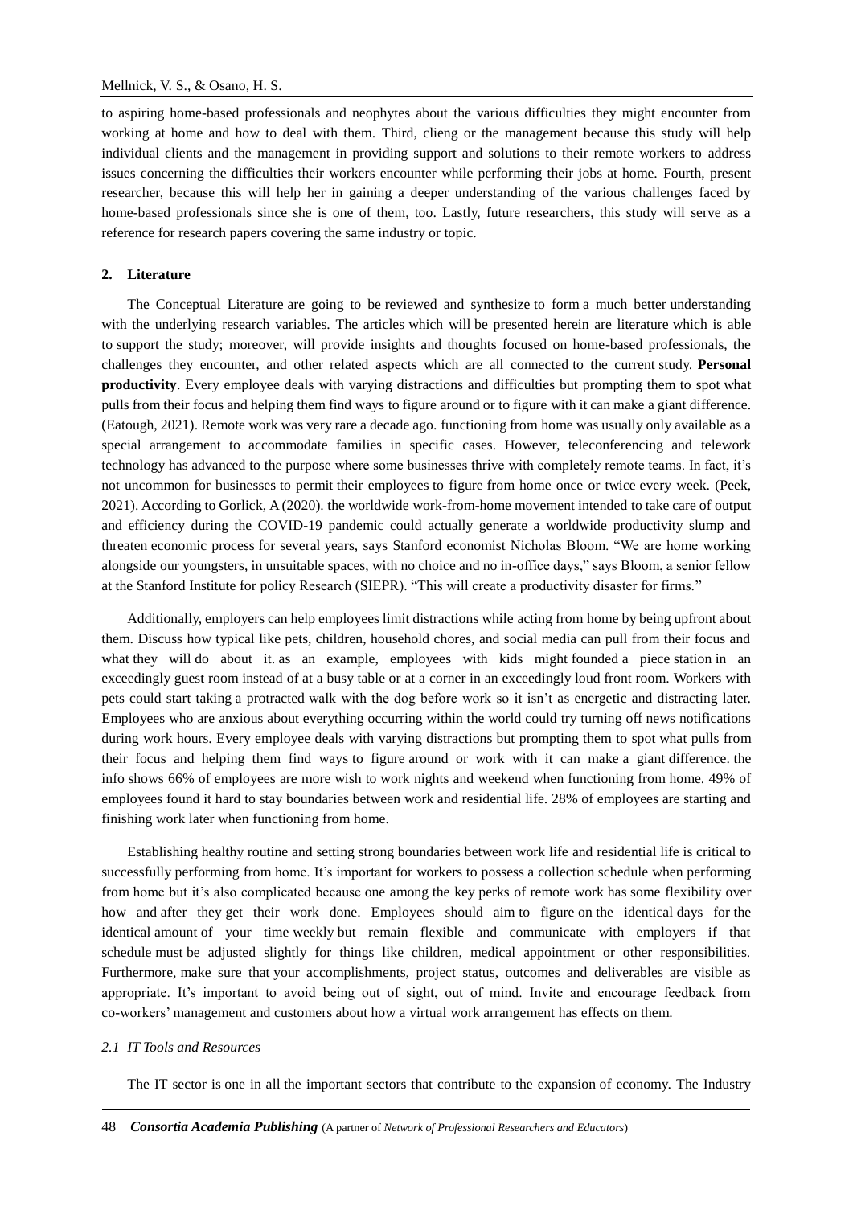to aspiring home-based professionals and neophytes about the various difficulties they might encounter from working at home and how to deal with them. Third, clieng or the management because this study will help individual clients and the management in providing support and solutions to their remote workers to address issues concerning the difficulties their workers encounter while performing their jobs at home. Fourth, present researcher, because this will help her in gaining a deeper understanding of the various challenges faced by home-based professionals since she is one of them, too. Lastly, future researchers, this study will serve as a reference for research papers covering the same industry or topic.

## 2. Literature

The Conceptual Literature are going to be reviewed and synthesize to form a much better understanding with the underlying research variables. The articles which will be presented herein are literature which is able to support the study; moreover, will provide insights and thoughts focused on home-based professionals, the challenges they encounter, and other related aspects which are all connected to the current study. **Personal productivity**. Every employee deals with varying distractions and difficulties but prompting them to spot what pulls from their focus and helping them find ways to figure around or to figure with it can make a giant difference. (Eatough, 2021). Remote work was very rare a decade ago. functioning from home was usually only available as a special arrangement to accommodate families in specific cases. However, teleconferencing and telework technology has advanced to the purpose where some businesses thrive with completely remote teams. In fact, it's not uncommon for businesses to permit their employees to figure from home once or twice every week. (Peek, 2021). According to Gorlick, A (2020). the worldwide work-from-home movement intended to take care of output and efficiency during the COVID-19 pandemic could actually generate a worldwide productivity slump and threaten economic process for several years, says Stanford economist Nicholas Bloom. "We are home working alongside our youngsters, in unsuitable spaces, with no choice and no in-office days," says Bloom, a senior fellow at the Stanford Institute for policy Research (SIEPR). "This will create a productivity disaster for firms."

Additionally, employers can help employees limit distractions while acting from home by being upfront about them. Discuss how typical like pets, children, household chores, and social media can pull from their focus and what they will do about it. as an example, employees with kids might founded a piece station in an exceedingly guest room instead of at a busy table or at a corner in an exceedingly loud front room. Workers with pets could start taking a protracted walk with the dog before work so it isn't as energetic and distracting later. Employees who are anxious about everything occurring within the world could try turning off news notifications during work hours. Every employee deals with varying distractions but prompting them to spot what pulls from their focus and helping them find ways to figure around or work with it can make a giant difference. the info shows 66% of employees are more wish to work nights and weekend when functioning from home. 49% of employees found it hard to stay boundaries between work and residential life. 28% of employees are starting and finishing work later when functioning from home.

Establishing healthy routine and setting strong boundaries between work life and residential life is critical to successfully performing from home. It's important for workers to possess a collection schedule when performing from home but it's also complicated because one among the key perks of remote work has some flexibility over how and after they get their work done. Employees should aim to figure on the identical days for the identical amount of your time weekly but remain flexible and communicate with employers if that schedule must be adjusted slightly for things like children, medical appointment or other responsibilities. Furthermore, make sure that your accomplishments, project status, outcomes and deliverables are visible as appropriate. It's important to avoid being out of sight, out of mind. Invite and encourage feedback from co-workers' management and customers about how a virtual work arrangement has effects on them.

### *2.1 IT Tools and Resources*

The IT sector is one in all the important sectors that contribute to the expansion of economy. The Industry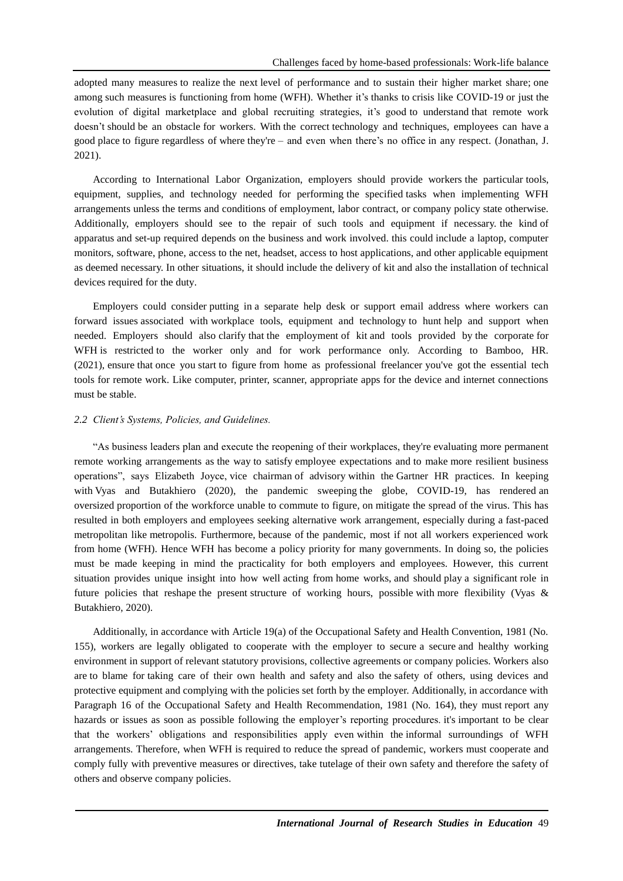adopted many measures to realize the next level of performance and to sustain their higher market share; one among such measures is functioning from home (WFH). Whether it's thanks to crisis like COVID-19 or just the evolution of digital marketplace and global recruiting strategies, it's good to understand that remote work doesn't should be an obstacle for workers. With the correct technology and techniques, employees can have a good place to figure regardless of where they're – and even when there's no office in any respect. (Jonathan, J. 2021).

According to International Labor Organization, employers should provide workers the particular tools, equipment, supplies, and technology needed for performing the specified tasks when implementing WFH arrangements unless the terms and conditions of employment, labor contract, or company policy state otherwise. Additionally, employers should see to the repair of such tools and equipment if necessary. the kind of apparatus and set-up required depends on the business and work involved. this could include a laptop, computer monitors, software, phone, access to the net, headset, access to host applications, and other applicable equipment as deemed necessary. In other situations, it should include the delivery of kit and also the installation of technical devices required for the duty.

Employers could consider putting in a separate help desk or support email address where workers can forward issues associated with workplace tools, equipment and technology to hunt help and support when needed. Employers should also clarify that the employment of kit and tools provided by the corporate for WFH is restricted to the worker only and for work performance only. According to Bamboo, HR. (2021), ensure that once you start to figure from home as professional freelancer you've got the essential tech tools for remote work. Like computer, printer, scanner, appropriate apps for the device and internet connections must be stable.

### *2.2 Client's Systems, Policies, and Guidelines.*

"As business leaders plan and execute the reopening of their workplaces, they're evaluating more permanent remote working arrangements as the way to satisfy employee expectations and to make more resilient business operations", says Elizabeth Joyce, vice chairman of advisory within the Gartner HR practices. In keeping with Vyas and Butakhiero (2020), the pandemic sweeping the globe, COVID-19, has rendered an oversized proportion of the workforce unable to commute to figure, on mitigate the spread of the virus. This has resulted in both employers and employees seeking alternative work arrangement, especially during a fast-paced metropolitan like metropolis. Furthermore, because of the pandemic, most if not all workers experienced work from home (WFH). Hence WFH has become a policy priority for many governments. In doing so, the policies must be made keeping in mind the practicality for both employers and employees. However, this current situation provides unique insight into how well acting from home works, and should play a significant role in future policies that reshape the present structure of working hours, possible with more flexibility (Vyas & Butakhiero, 2020).

Additionally, in accordance with Article 19(a) of the Occupational Safety and Health Convention, 1981 (No. 155), workers are legally obligated to cooperate with the employer to secure a secure and healthy working environment in support of relevant statutory provisions, collective agreements or company policies. Workers also are to blame for taking care of their own health and safety and also the safety of others, using devices and protective equipment and complying with the policies set forth by the employer. Additionally, in accordance with Paragraph 16 of the Occupational Safety and Health Recommendation, 1981 (No. 164), they must report any hazards or issues as soon as possible following the employer's reporting procedures. it's important to be clear that the workers' obligations and responsibilities apply even within the informal surroundings of WFH arrangements. Therefore, when WFH is required to reduce the spread of pandemic, workers must cooperate and comply fully with preventive measures or directives, take tutelage of their own safety and therefore the safety of others and observe company policies.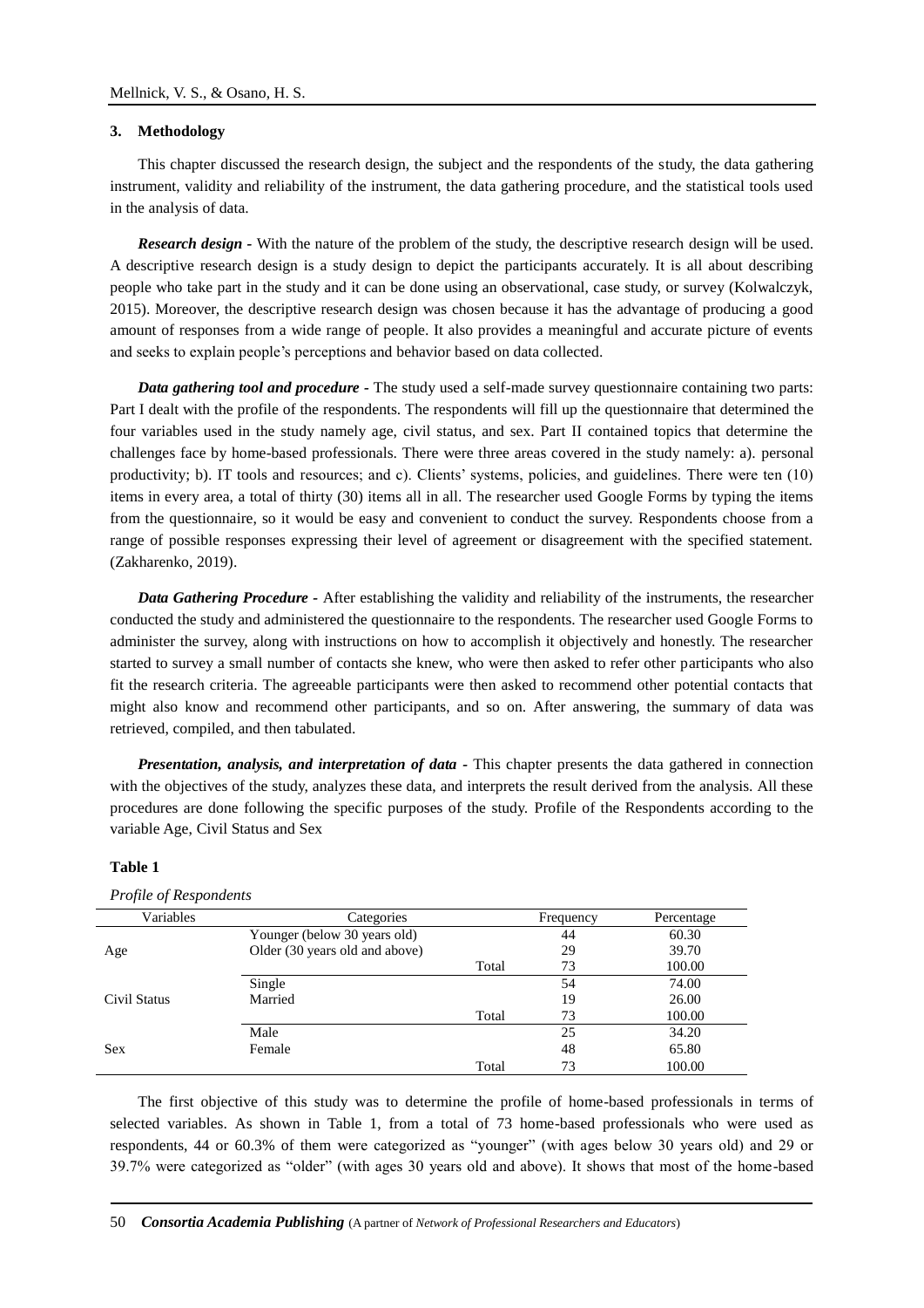## 3. Methodology

This chapter discussed the research design, the subject and the respondents of the study, the data gathering instrument, validity and reliability of the instrument, the data gathering procedure, and the statistical tools used in the analysis of data.

***Research design*** - With the nature of the problem of the study, the descriptive research design will be used. A descriptive research design is a study design to depict the participants accurately. It is all about describing people who take part in the study and it can be done using an observational, case study, or survey (Kolwalczyk, 2015). Moreover, the descriptive research design was chosen because it has the advantage of producing a good amount of responses from a wide range of people. It also provides a meaningful and accurate picture of events and seeks to explain people's perceptions and behavior based on data collected.

***Data gathering tool and procedure*** - The study used a self-made survey questionnaire containing two parts: Part I dealt with the profile of the respondents. The respondents will fill up the questionnaire that determined the four variables used in the study namely age, civil status, and sex. Part II contained topics that determine the challenges face by home-based professionals. There were three areas covered in the study namely: a). personal productivity; b). IT tools and resources; and c). Clients' systems, policies, and guidelines. There were ten (10) items in every area, a total of thirty (30) items all in all. The researcher used Google Forms by typing the items from the questionnaire, so it would be easy and convenient to conduct the survey. Respondents choose from a range of possible responses expressing their level of agreement or disagreement with the specified statement. (Zakharenko, 2019).

***Data Gathering Procedure*** - After establishing the validity and reliability of the instruments, the researcher conducted the study and administered the questionnaire to the respondents. The researcher used Google Forms to administer the survey, along with instructions on how to accomplish it objectively and honestly. The researcher started to survey a small number of contacts she knew, who were then asked to refer other participants who also fit the research criteria. The agreeable participants were then asked to recommend other potential contacts that might also know and recommend other participants, and so on. After answering, the summary of data was retrieved, compiled, and then tabulated.

***Presentation, analysis, and interpretation of data*** - This chapter presents the data gathered in connection with the objectives of the study, analyzes these data, and interprets the result derived from the analysis. All these procedures are done following the specific purposes of the study. Profile of the Respondents according to the variable Age, Civil Status and Sex

**Table 1**

*Profile of Respondents*

| Variables | Categories | | Frequency | Percentage |
|---|---|---|---|---|
| Age | Younger (below 30 years old) | | 44 | 60.30 |
| | Older (30 years old and above) | | 29 | 39.70 |
| | | Total | 73 | 100.00 |
| Civil Status | Single | | 54 | 74.00 |
| | Married | | 19 | 26.00 |
| | | Total | 73 | 100.00 |
| Sex | Male | | 25 | 34.20 |
| | Female | | 48 | 65.80 |
| | | Total | 73 | 100.00 |

The first objective of this study was to determine the profile of home-based professionals in terms of selected variables. As shown in Table 1, from a total of 73 home-based professionals who were used as respondents, 44 or 60.3% of them were categorized as "younger" (with ages below 30 years old) and 29 or 39.7% were categorized as "older" (with ages 30 years old and above). It shows that most of the home-based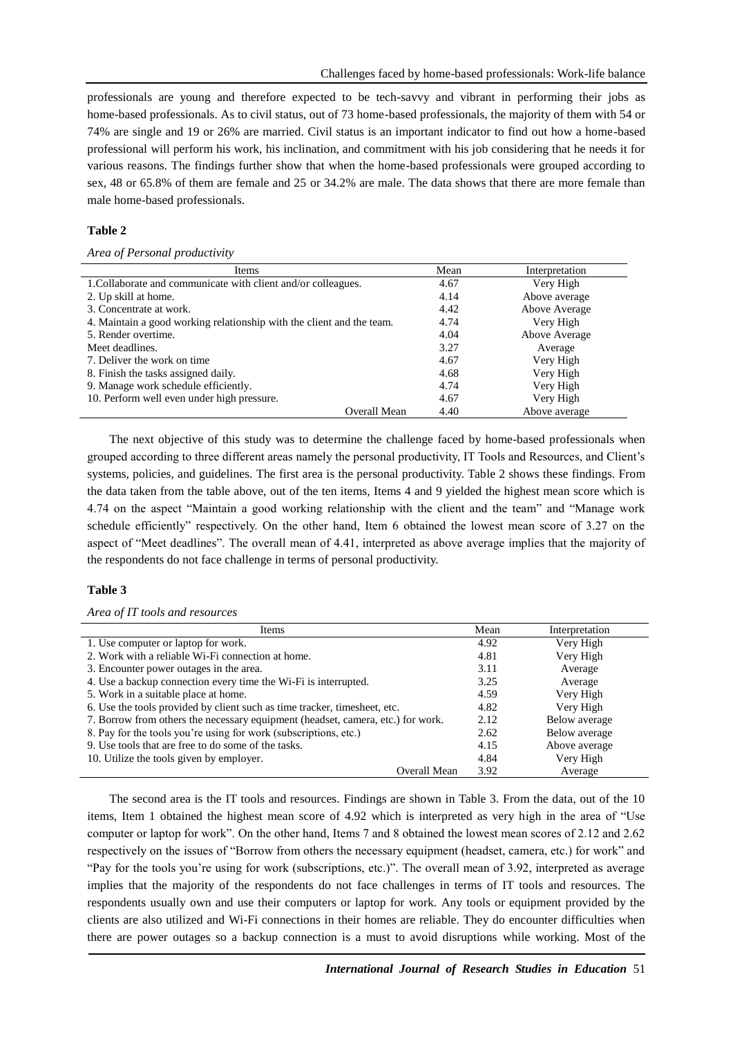professionals are young and therefore expected to be tech-savvy and vibrant in performing their jobs as home-based professionals. As to civil status, out of 73 home-based professionals, the majority of them with 54 or 74% are single and 19 or 26% are married. Civil status is an important indicator to find out how a home-based professional will perform his work, his inclination, and commitment with his job considering that he needs it for various reasons. The findings further show that when the home-based professionals were grouped according to sex, 48 or 65.8% of them are female and 25 or 34.2% are male. The data shows that there are more female than male home-based professionals.

**Table 2**

*Area of Personal productivity*

| Items | Mean | Interpretation |
|---|---|---|
| 1.Collaborate and communicate with client and/or colleagues. | 4.67 | Very High |
| 2. Up skill at home. | 4.14 | Above average |
| 3. Concentrate at work. | 4.42 | Above Average |
| 4. Maintain a good working relationship with the client and the team. | 4.74 | Very High |
| 5. Render overtime. | 4.04 | Above Average |
| Meet deadlines. | 3.27 | Average |
| 7. Deliver the work on time | 4.67 | Very High |
| 8. Finish the tasks assigned daily. | 4.68 | Very High |
| 9. Manage work schedule efficiently. | 4.74 | Very High |
| 10. Perform well even under high pressure. | 4.67 | Very High |
| Overall Mean | 4.40 | Above average |

The next objective of this study was to determine the challenge faced by home-based professionals when grouped according to three different areas namely the personal productivity, IT Tools and Resources, and Client's systems, policies, and guidelines. The first area is the personal productivity. Table 2 shows these findings. From the data taken from the table above, out of the ten items, Items 4 and 9 yielded the highest mean score which is 4.74 on the aspect "Maintain a good working relationship with the client and the team" and "Manage work schedule efficiently" respectively. On the other hand, Item 6 obtained the lowest mean score of 3.27 on the aspect of "Meet deadlines". The overall mean of 4.41, interpreted as above average implies that the majority of the respondents do not face challenge in terms of personal productivity.

**Table 3**

*Area of IT tools and resources*

| Items | Mean | Interpretation |
|---|---|---|
| 1. Use computer or laptop for work. | 4.92 | Very High |
| 2. Work with a reliable Wi-Fi connection at home. | 4.81 | Very High |
| 3. Encounter power outages in the area. | 3.11 | Average |
| 4. Use a backup connection every time the Wi-Fi is interrupted. | 3.25 | Average |
| 5. Work in a suitable place at home. | 4.59 | Very High |
| 6. Use the tools provided by client such as time tracker, timesheet, etc. | 4.82 | Very High |
| 7. Borrow from others the necessary equipment (headset, camera, etc.) for work. | 2.12 | Below average |
| 8. Pay for the tools you're using for work (subscriptions, etc.) | 2.62 | Below average |
| 9. Use tools that are free to do some of the tasks. | 4.15 | Above average |
| 10. Utilize the tools given by employer. | 4.84 | Very High |
| Overall Mean | 3.92 | Average |

The second area is the IT tools and resources. Findings are shown in Table 3. From the data, out of the 10 items, Item 1 obtained the highest mean score of 4.92 which is interpreted as very high in the area of "Use computer or laptop for work". On the other hand, Items 7 and 8 obtained the lowest mean scores of 2.12 and 2.62 respectively on the issues of "Borrow from others the necessary equipment (headset, camera, etc.) for work" and "Pay for the tools you're using for work (subscriptions, etc.)". The overall mean of 3.92, interpreted as average implies that the majority of the respondents do not face challenges in terms of IT tools and resources. The respondents usually own and use their computers or laptop for work. Any tools or equipment provided by the clients are also utilized and Wi-Fi connections in their homes are reliable. They do encounter difficulties when there are power outages so a backup connection is a must to avoid disruptions while working. Most of the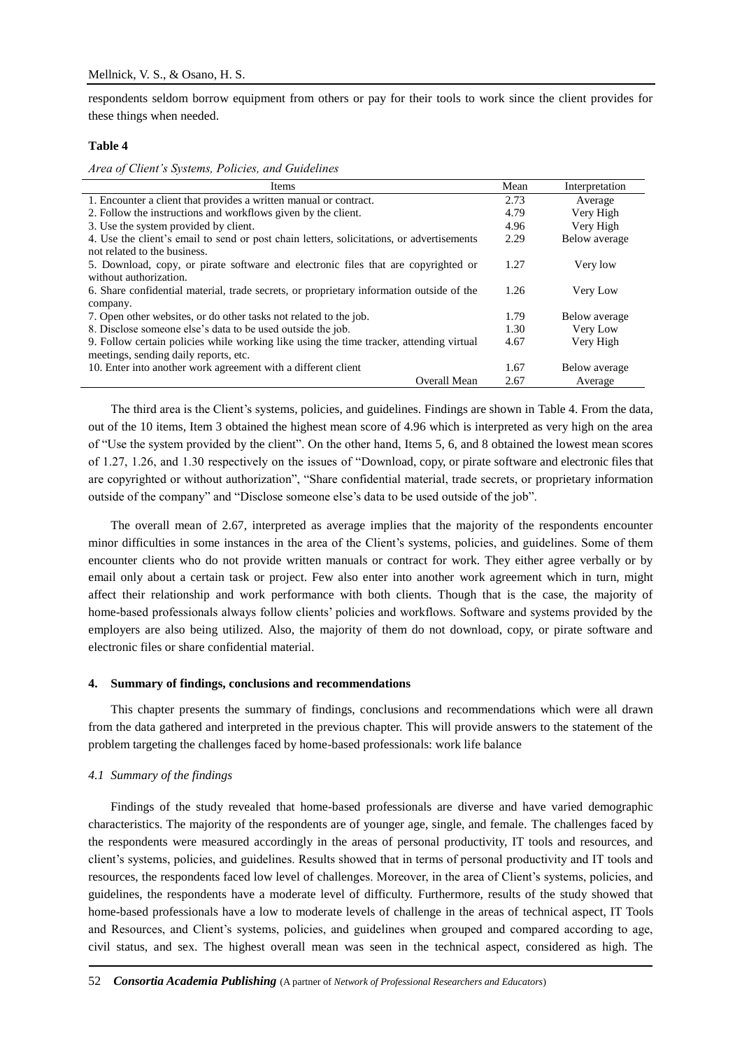respondents seldom borrow equipment from others or pay for their tools to work since the client provides for these things when needed.

**Table 4**

*Area of Client's Systems, Policies, and Guidelines*

| Items | Mean | Interpretation |
|---|---|---|
| 1. Encounter a client that provides a written manual or contract. | 2.73 | Average |
| 2. Follow the instructions and workflows given by the client. | 4.79 | Very High |
| 3. Use the system provided by client. | 4.96 | Very High |
| 4. Use the client's email to send or post chain letters, solicitations, or advertisements not related to the business. | 2.29 | Below average |
| 5. Download, copy, or pirate software and electronic files that are copyrighted or without authorization. | 1.27 | Very low |
| 6. Share confidential material, trade secrets, or proprietary information outside of the company. | 1.26 | Very Low |
| 7. Open other websites, or do other tasks not related to the job. | 1.79 | Below average |
| 8. Disclose someone else's data to be used outside the job. | 1.30 | Very Low |
| 9. Follow certain policies while working like using the time tracker, attending virtual meetings, sending daily reports, etc. | 4.67 | Very High |
| 10. Enter into another work agreement with a different client | 1.67 | Below average |
| Overall Mean | 2.67 | Average |

The third area is the Client's systems, policies, and guidelines. Findings are shown in Table 4. From the data, out of the 10 items, Item 3 obtained the highest mean score of 4.96 which is interpreted as very high on the area of "Use the system provided by the client". On the other hand, Items 5, 6, and 8 obtained the lowest mean scores of 1.27, 1.26, and 1.30 respectively on the issues of "Download, copy, or pirate software and electronic files that are copyrighted or without authorization", "Share confidential material, trade secrets, or proprietary information outside of the company" and "Disclose someone else's data to be used outside of the job".

The overall mean of 2.67, interpreted as average implies that the majority of the respondents encounter minor difficulties in some instances in the area of the Client's systems, policies, and guidelines. Some of them encounter clients who do not provide written manuals or contract for work. They either agree verbally or by email only about a certain task or project. Few also enter into another work agreement which in turn, might affect their relationship and work performance with both clients. Though that is the case, the majority of home-based professionals always follow clients' policies and workflows. Software and systems provided by the employers are also being utilized. Also, the majority of them do not download, copy, or pirate software and electronic files or share confidential material.

## 4. Summary of findings, conclusions and recommendations

This chapter presents the summary of findings, conclusions and recommendations which were all drawn from the data gathered and interpreted in the previous chapter. This will provide answers to the statement of the problem targeting the challenges faced by home-based professionals: work life balance

### *4.1 Summary of the findings*

Findings of the study revealed that home-based professionals are diverse and have varied demographic characteristics. The majority of the respondents are of younger age, single, and female. The challenges faced by the respondents were measured accordingly in the areas of personal productivity, IT tools and resources, and client's systems, policies, and guidelines. Results showed that in terms of personal productivity and IT tools and resources, the respondents faced low level of challenges. Moreover, in the area of Client's systems, policies, and guidelines, the respondents have a moderate level of difficulty. Furthermore, results of the study showed that home-based professionals have a low to moderate levels of challenge in the areas of technical aspect, IT Tools and Resources, and Client's systems, policies, and guidelines when grouped and compared according to age, civil status, and sex. The highest overall mean was seen in the technical aspect, considered as high. The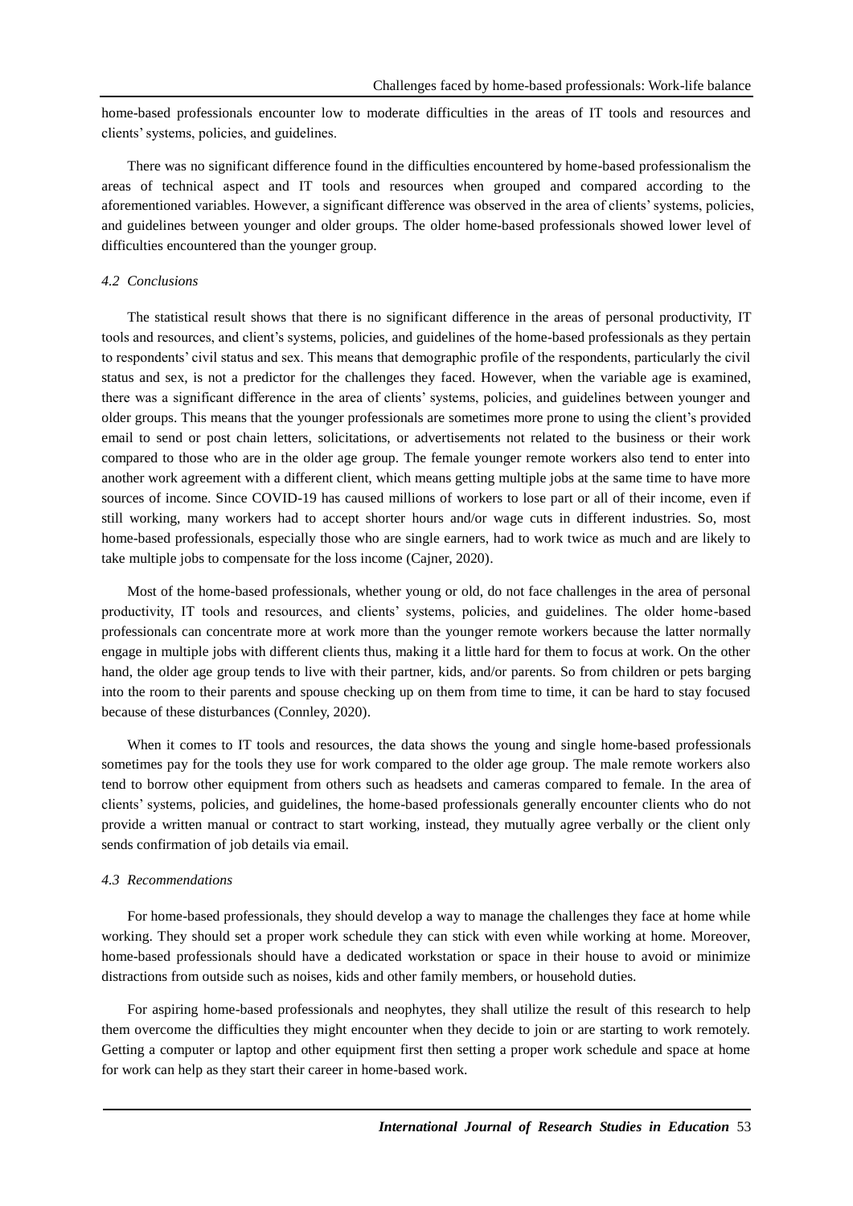home-based professionals encounter low to moderate difficulties in the areas of IT tools and resources and clients' systems, policies, and guidelines.

There was no significant difference found in the difficulties encountered by home-based professionalism the areas of technical aspect and IT tools and resources when grouped and compared according to the aforementioned variables. However, a significant difference was observed in the area of clients' systems, policies, and guidelines between younger and older groups. The older home-based professionals showed lower level of difficulties encountered than the younger group.

### *4.2 Conclusions*

The statistical result shows that there is no significant difference in the areas of personal productivity, IT tools and resources, and client's systems, policies, and guidelines of the home-based professionals as they pertain to respondents' civil status and sex. This means that demographic profile of the respondents, particularly the civil status and sex, is not a predictor for the challenges they faced. However, when the variable age is examined, there was a significant difference in the area of clients' systems, policies, and guidelines between younger and older groups. This means that the younger professionals are sometimes more prone to using the client's provided email to send or post chain letters, solicitations, or advertisements not related to the business or their work compared to those who are in the older age group. The female younger remote workers also tend to enter into another work agreement with a different client, which means getting multiple jobs at the same time to have more sources of income. Since COVID-19 has caused millions of workers to lose part or all of their income, even if still working, many workers had to accept shorter hours and/or wage cuts in different industries. So, most home-based professionals, especially those who are single earners, had to work twice as much and are likely to take multiple jobs to compensate for the loss income (Cajner, 2020).

Most of the home-based professionals, whether young or old, do not face challenges in the area of personal productivity, IT tools and resources, and clients' systems, policies, and guidelines. The older home-based professionals can concentrate more at work more than the younger remote workers because the latter normally engage in multiple jobs with different clients thus, making it a little hard for them to focus at work. On the other hand, the older age group tends to live with their partner, kids, and/or parents. So from children or pets barging into the room to their parents and spouse checking up on them from time to time, it can be hard to stay focused because of these disturbances (Connley, 2020).

When it comes to IT tools and resources, the data shows the young and single home-based professionals sometimes pay for the tools they use for work compared to the older age group. The male remote workers also tend to borrow other equipment from others such as headsets and cameras compared to female. In the area of clients' systems, policies, and guidelines, the home-based professionals generally encounter clients who do not provide a written manual or contract to start working, instead, they mutually agree verbally or the client only sends confirmation of job details via email.

### *4.3 Recommendations*

For home-based professionals, they should develop a way to manage the challenges they face at home while working. They should set a proper work schedule they can stick with even while working at home. Moreover, home-based professionals should have a dedicated workstation or space in their house to avoid or minimize distractions from outside such as noises, kids and other family members, or household duties.

For aspiring home-based professionals and neophytes, they shall utilize the result of this research to help them overcome the difficulties they might encounter when they decide to join or are starting to work remotely. Getting a computer or laptop and other equipment first then setting a proper work schedule and space at home for work can help as they start their career in home-based work.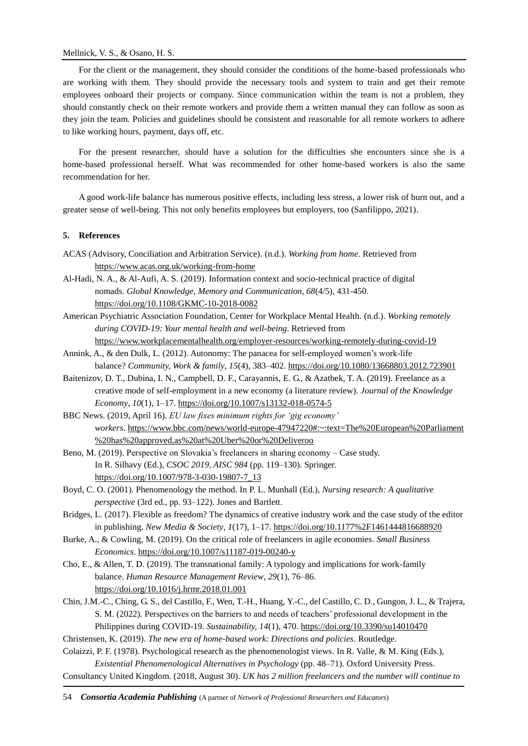For the client or the management, they should consider the conditions of the home-based professionals who are working with them. They should provide the necessary tools and system to train and get their remote employees onboard their projects or company. Since communication within the team is not a problem, they should constantly check on their remote workers and provide them a written manual they can follow as soon as they join the team. Policies and guidelines should be consistent and reasonable for all remote workers to adhere to like working hours, payment, days off, etc.

For the present researcher, should have a solution for the difficulties she encounters since she is a home-based professional herself. What was recommended for other home-based workers is also the same recommendation for her.

A good work-life balance has numerous positive effects, including less stress, a lower risk of burn out, and a greater sense of well-being. This not only benefits employees but employers, too (Sanfilippo, 2021).

## 5. References

ACAS (Advisory, Conciliation and Arbitration Service). (n.d.). *Working from home*. Retrieved from https://www.acas.org.uk/working-from-home

Al-Hadi, N. A., & Al-Aufi, A. S. (2019). Information context and socio-technical practice of digital nomads. *Global Knowledge, Memory and Communication, 68*(4/5), 431-450. https://doi.org/10.1108/GKMC-10-2018-0082

American Psychiatric Association Foundation, Center for Workplace Mental Health. (n.d.). *Working remotely during COVID-19: Your mental health and well-being*. Retrieved from https://www.workplacementalhealth.org/employer-resources/working-remotely-during-covid-19

Annink, A., & den Dulk, L. (2012). Autonomy: The panacea for self-employed women's work-life balance? *Community, Work & family*, *15*(4), 383–402. https://doi.org/10.1080/13668803.2012.723901

Baitenizov, D. T., Dubina, I. N., Campbell, D. F., Carayannis, E. G., & Azatbek, T. A. (2019). Freelance as a creative mode of self-employment in a new economy (a literature review). *Journal of the Knowledge Economy*, *10*(1), 1–17. https://doi.org/10.1007/s13132-018-0574-5

BBC News. (2019, April 16). *EU law fixes minimum rights for 'gig economy' workers*. https://www.bbc.com/news/world-europe-47947220#:~:text=The%20European%20Parliament%20has%20approved,as%20at%20Uber%20or%20Deliveroo

Beno, M. (2019). Perspective on Slovakia's freelancers in sharing economy – Case study. In R. Silhavy (Ed.), *CSOC 2019, AISC 984* (pp. 119–130). Springer. https://doi.org/10.1007/978-3-030-19807-7_13

Boyd, C. O. (2001). Phenomenology the method. In P. L. Munhall (Ed.), *Nursing research: A qualitative perspective* (3rd ed., pp. 93–122). Jones and Bartlett.

Bridges, L. (2017). Flexible as freedom? The dynamics of creative industry work and the case study of the editor in publishing. *New Media & Society*, *1*(17), 1–17. https://doi.org/10.1177%2F1461444816688920

Burke, A., & Cowling, M. (2019). On the critical role of freelancers in agile economies. *Small Business Economics*. https://doi.org/10.1007/s11187-019-00240-y

Cho, E., & Allen, T. D. (2019). The transnational family: A typology and implications for work-family balance. *Human Resource Management Review*, *29*(1), 76–86. https://doi.org/10.1016/j.hrmr.2018.01.001

Chin, J.M.-C., Ching, G. S., del Castillo, F., Wen, T.-H., Huang, Y.-C., del Castillo, C. D., Gungon, J. L., & Trajera, S. M. (2022). Perspectives on the barriers to and needs of teachers' professional development in the Philippines during COVID-19. *Sustainability, 14*(1), 470. https://doi.org/10.3390/su14010470

Christensen, K. (2019). *The new era of home-based work: Directions and policies*. Routledge.

Colaizzi, P. F. (1978). Psychological research as the phenomenologist views. In R. Valle, & M. King (Eds.), *Existential Phenomenological Alternatives in Psychology* (pp. 48–71). Oxford University Press.

Consultancy United Kingdom. (2018, August 30). *UK has 2 million freelancers and the number will continue to*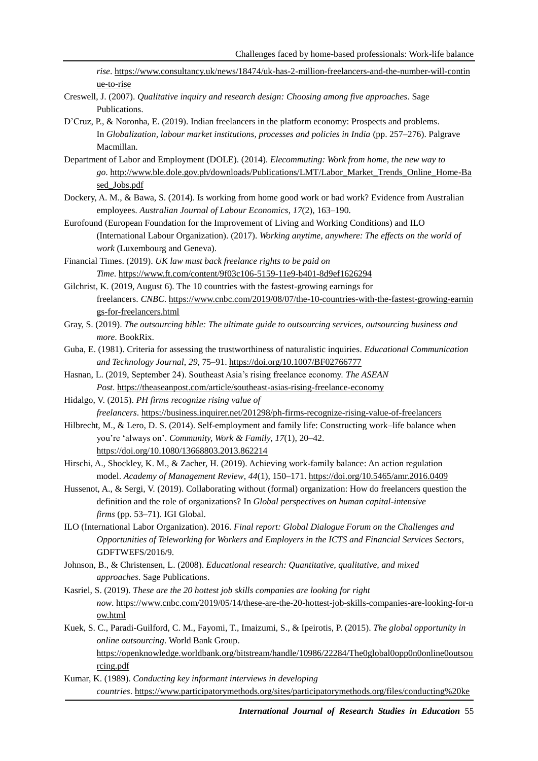*rise*. https://www.consultancy.uk/news/18474/uk-has-2-million-freelancers-and-the-number-will-continue-to-rise

Creswell, J. (2007). *Qualitative inquiry and research design: Choosing among five approaches*. Sage Publications.

D'Cruz, P., & Noronha, E. (2019). Indian freelancers in the platform economy: Prospects and problems. In *Globalization, labour market institutions, processes and policies in India* (pp. 257–276). Palgrave Macmillan.

Department of Labor and Employment (DOLE). (2014). *Elecommuting: Work from home, the new way to go*. http://www.ble.dole.gov.ph/downloads/Publications/LMT/Labor_Market_Trends_Online_Home-Based_Jobs.pdf

Dockery, A. M., & Bawa, S. (2014). Is working from home good work or bad work? Evidence from Australian employees. *Australian Journal of Labour Economics*, *17*(2), 163–190.

Eurofound (European Foundation for the Improvement of Living and Working Conditions) and ILO (International Labour Organization). (2017). *Working anytime, anywhere: The effects on the world of work* (Luxembourg and Geneva).

Financial Times. (2019). *UK law must back freelance rights to be paid on Time*. https://www.ft.com/content/9f03c106-5159-11e9-b401-8d9ef1626294

Gilchrist, K. (2019, August 6). The 10 countries with the fastest-growing earnings for freelancers. *CNBC*. https://www.cnbc.com/2019/08/07/the-10-countries-with-the-fastest-growing-earnings-for-freelancers.html

Gray, S. (2019). *The outsourcing bible: The ultimate guide to outsourcing services, outsourcing business and more*. BookRix.

Guba, E. (1981). Criteria for assessing the trustworthiness of naturalistic inquiries. *Educational Communication and Technology Journal*, *29*, 75–91. https://doi.org/10.1007/BF02766777

Hasnan, L. (2019, September 24). Southeast Asia's rising freelance economy. *The ASEAN Post*. https://theaseanpost.com/article/southeast-asias-rising-freelance-economy

Hidalgo, V. (2015). *PH firms recognize rising value of freelancers*. https://business.inquirer.net/201298/ph-firms-recognize-rising-value-of-freelancers

Hilbrecht, M., & Lero, D. S. (2014). Self-employment and family life: Constructing work–life balance when you're 'always on'. *Community, Work & Family*, *17*(1), 20–42. https://doi.org/10.1080/13668803.2013.862214

Hirschi, A., Shockley, K. M., & Zacher, H. (2019). Achieving work-family balance: An action regulation model. *Academy of Management Review*, *44*(1), 150–171. https://doi.org/10.5465/amr.2016.0409

Hussenot, A., & Sergi, V. (2019). Collaborating without (formal) organization: How do freelancers question the definition and the role of organizations? In *Global perspectives on human capital-intensive firms* (pp. 53–71). IGI Global.

ILO (International Labor Organization). 2016. *Final report: Global Dialogue Forum on the Challenges and Opportunities of Teleworking for Workers and Employers in the ICTS and Financial Services Sectors*, GDFTWEFS/2016/9.

Johnson, B., & Christensen, L. (2008). *Educational research: Quantitative, qualitative, and mixed approaches*. Sage Publications.

Kasriel, S. (2019). *These are the 20 hottest job skills companies are looking for right now*. https://www.cnbc.com/2019/05/14/these-are-the-20-hottest-job-skills-companies-are-looking-for-now.html

Kuek, S. C., Paradi-Guilford, C. M., Fayomi, T., Imaizumi, S., & Ipeirotis, P. (2015). *The global opportunity in online outsourcing*. World Bank Group. https://openknowledge.worldbank.org/bitstream/handle/10986/22284/The0global0opp0n0online0outsourcing.pdf

Kumar, K. (1989). *Conducting key informant interviews in developing countries*. https://www.participatorymethods.org/sites/participatorymethods.org/files/conducting%20ke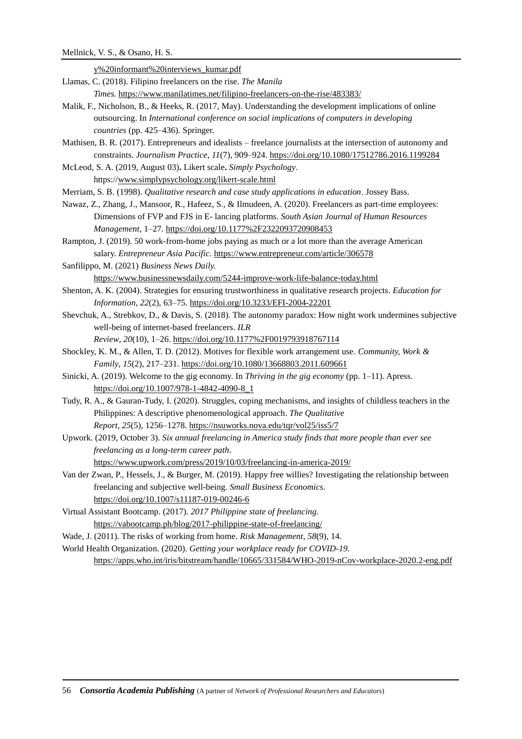y%20informant%20interviews_kumar.pdf

Llamas, C. (2018). Filipino freelancers on the rise. *The Manila Times.* https://www.manilatimes.net/filipino-freelancers-on-the-rise/483383/

Malik, F., Nicholson, B., & Heeks, R. (2017, May). Understanding the development implications of online outsourcing. In *International conference on social implications of computers in developing countries* (pp. 425–436). Springer.

Mathisen, B. R. (2017). Entrepreneurs and idealists – freelance journalists at the intersection of autonomy and constraints. *Journalism Practice*, *11*(7), 909–924. https://doi.org/10.1080/17512786.2016.1199284

McLeod, S. A. (2019, August 03)**.** Likert scale**.** *Simply Psychology*. https://www.simplypsychology.org/likert-scale.html

Merriam, S. B. (1998). *Qualitative research and case study applications in education*. Jossey Bass.

Nawaz, Z., Zhang, J., Mansoor, R., Hafeez, S., & Ilmudeen, A. (2020). Freelancers as part-time employees: Dimensions of FVP and FJS in E- lancing platforms. *South Asian Journal of Human Resources Management*, 1–27. https://doi.org/10.1177%2F2322093720908453

Rampton, J. (2019). 50 work-from-home jobs paying as much or a lot more than the average American salary. *Entrepreneur Asia Pacific*. https://www.entrepreneur.com/article/306578

Sanfilippo, M. (2021) *Business News Daily.* https://www.businessnewsdaily.com/5244-improve-work-life-balance-today.html

Shenton, A. K. (2004). Strategies for ensuring trustworthiness in qualitative research projects. *Education for Information*, *22*(2), 63–75. https://doi.org/10.3233/EFI-2004-22201

Shevchuk, A., Strebkov, D., & Davis, S. (2018). The autonomy paradox: How night work undermines subjective well-being of internet-based freelancers. *ILR Review*, *20*(10), 1–26. https://doi.org/10.1177%2F0019793918767114

Shockley, K. M., & Allen, T. D. (2012). Motives for flexible work arrangement use. *Community, Work & Family*, *15*(2), 217–231. https://doi.org/10.1080/13668803.2011.609661

Sinicki, A. (2019). Welcome to the gig economy. In *Thriving in the gig economy* (pp. 1–11). Apress. https://doi.org/10.1007/978-1-4842-4090-8_1

Tudy, R. A., & Gauran-Tudy, I. (2020). Struggles, coping mechanisms, and insights of childless teachers in the Philippines: A descriptive phenomenological approach. *The Qualitative Report*, *25*(5), 1256–1278. https://nsuworks.nova.edu/tqr/vol25/iss5/7

Upwork. (2019, October 3). *Six annual freelancing in America study finds that more people than ever see freelancing as a long-term career path*. https://www.upwork.com/press/2019/10/03/freelancing-in-america-2019/

Van der Zwan, P., Hessels, J., & Burger, M. (2019). Happy free willies? Investigating the relationship between freelancing and subjective well-being. *Small Business Economics*. https://doi.org/10.1007/s11187-019-00246-6

Virtual Assistant Bootcamp. (2017). *2017 Philippine state of freelancing*. https://vabootcamp.ph/blog/2017-philippine-state-of-freelancing/

Wade, J. (2011). The risks of working from home. *Risk Management*, *58*(9), 14.

World Health Organization. (2020). *Getting your workplace ready for COVID-19.* https://apps.who.int/iris/bitstream/handle/10665/331584/WHO-2019-nCov-workplace-2020.2-eng.pdf